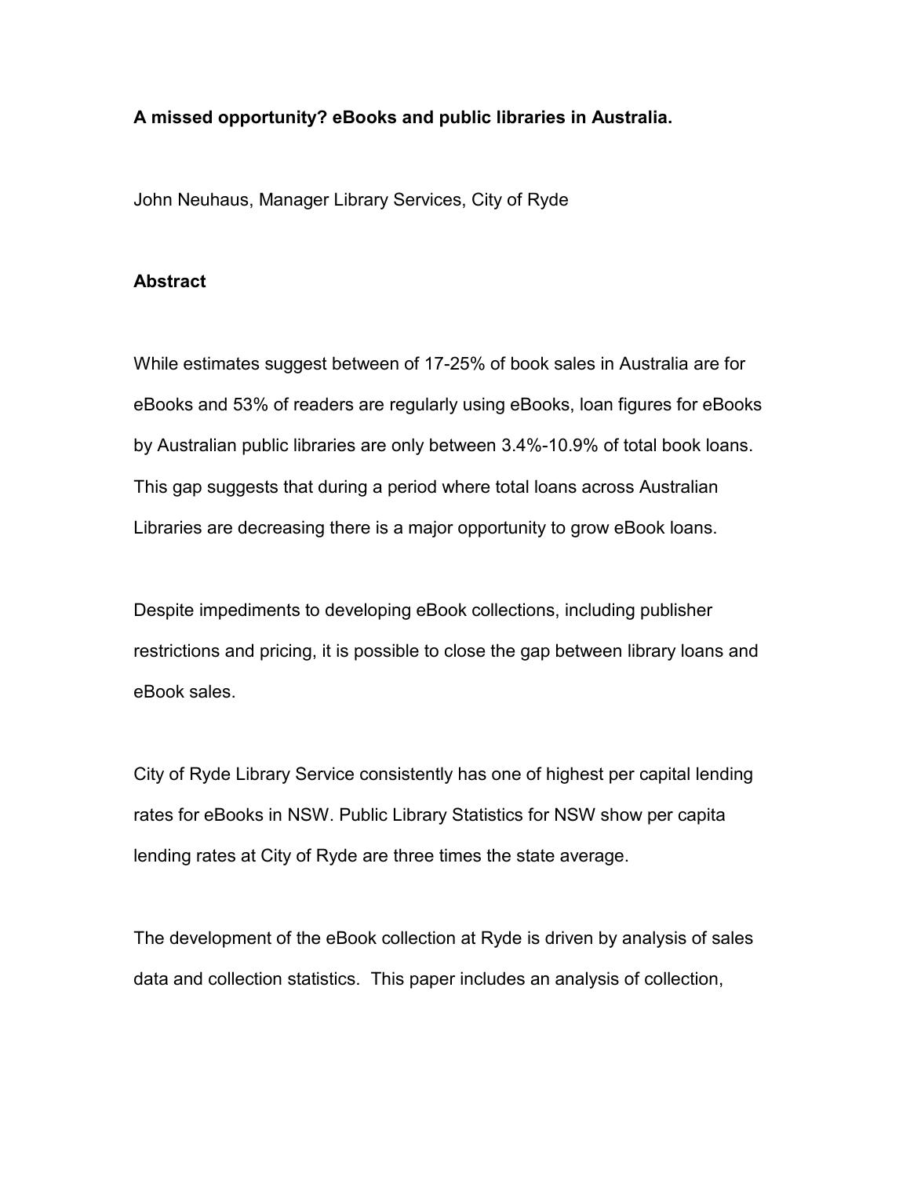**A missed opportunity? eBooks and public libraries in Australia.**

John Neuhaus, Manager Library Services, City of Ryde

**Abstract**

While estimates suggest between of 17-25% of book sales in Australia are for eBooks and 53% of readers are regularly using eBooks, loan figures for eBooks by Australian public libraries are only between 3.4%-10.9% of total book loans. This gap suggests that during a period where total loans across Australian Libraries are decreasing there is a major opportunity to grow eBook loans.

Despite impediments to developing eBook collections, including publisher restrictions and pricing, it is possible to close the gap between library loans and eBook sales.

City of Ryde Library Service consistently has one of highest per capital lending rates for eBooks in NSW. Public Library Statistics for NSW show per capita lending rates at City of Ryde are three times the state average.

The development of the eBook collection at Ryde is driven by analysis of sales data and collection statistics. This paper includes an analysis of collection,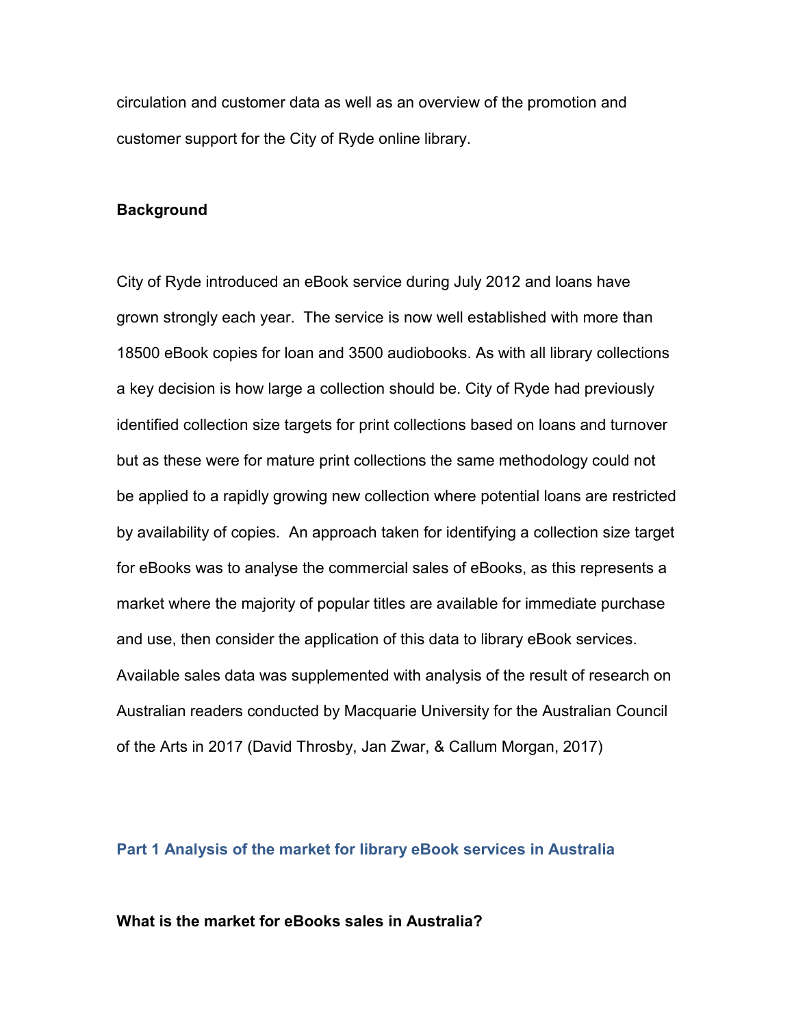circulation and customer data as well as an overview of the promotion and customer support for the City of Ryde online library.

**Background**

City of Ryde introduced an eBook service during July 2012 and loans have grown strongly each year. The service is now well established with more than 18500 eBook copies for loan and 3500 audiobooks. As with all library collections a key decision is how large a collection should be. City of Ryde had previously identified collection size targets for print collections based on loans and turnover but as these were for mature print collections the same methodology could not be applied to a rapidly growing new collection where potential loans are restricted by availability of copies. An approach taken for identifying a collection size target for eBooks was to analyse the commercial sales of eBooks, as this represents a market where the majority of popular titles are available for immediate purchase and use, then consider the application of this data to library eBook services. Available sales data was supplemented with analysis of the result of research on Australian readers conducted by Macquarie University for the Australian Council of the Arts in 2017 (David Throsby, Jan Zwar, & Callum Morgan, 2017)

## Part 1 Analysis of the market for library eBook services in Australia

### What is the market for eBooks sales in Australia?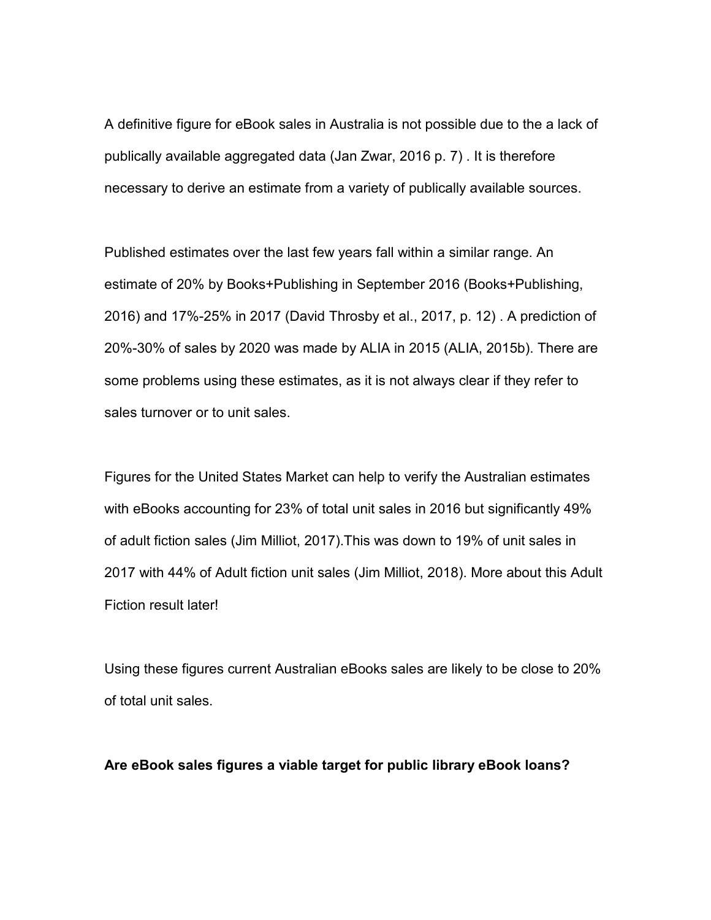A definitive figure for eBook sales in Australia is not possible due to the a lack of publically available aggregated data (Jan Zwar, 2016 p. 7) . It is therefore necessary to derive an estimate from a variety of publically available sources.

Published estimates over the last few years fall within a similar range. An estimate of 20% by Books+Publishing in September 2016 (Books+Publishing, 2016) and 17%-25% in 2017 (David Throsby et al., 2017, p. 12) . A prediction of 20%-30% of sales by 2020 was made by ALIA in 2015 (ALIA, 2015b). There are some problems using these estimates, as it is not always clear if they refer to sales turnover or to unit sales.

Figures for the United States Market can help to verify the Australian estimates with eBooks accounting for 23% of total unit sales in 2016 but significantly 49% of adult fiction sales (Jim Milliot, 2017).This was down to 19% of unit sales in 2017 with 44% of Adult fiction unit sales (Jim Milliot, 2018). More about this Adult Fiction result later!

Using these figures current Australian eBooks sales are likely to be close to 20% of total unit sales.

**Are eBook sales figures a viable target for public library eBook loans?**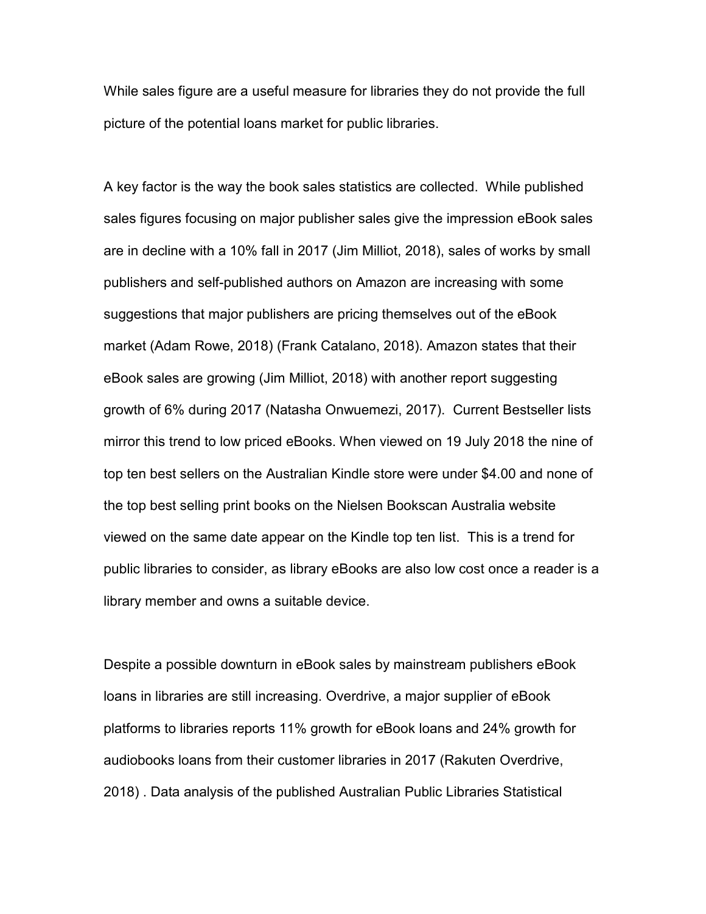While sales figure are a useful measure for libraries they do not provide the full picture of the potential loans market for public libraries.

A key factor is the way the book sales statistics are collected. While published sales figures focusing on major publisher sales give the impression eBook sales are in decline with a 10% fall in 2017 (Jim Milliot, 2018), sales of works by small publishers and self-published authors on Amazon are increasing with some suggestions that major publishers are pricing themselves out of the eBook market (Adam Rowe, 2018) (Frank Catalano, 2018). Amazon states that their eBook sales are growing (Jim Milliot, 2018) with another report suggesting growth of 6% during 2017 (Natasha Onwuemezi, 2017). Current Bestseller lists mirror this trend to low priced eBooks. When viewed on 19 July 2018 the nine of top ten best sellers on the Australian Kindle store were under $4.00 and none of the top best selling print books on the Nielsen Bookscan Australia website viewed on the same date appear on the Kindle top ten list. This is a trend for public libraries to consider, as library eBooks are also low cost once a reader is a library member and owns a suitable device.

Despite a possible downturn in eBook sales by mainstream publishers eBook loans in libraries are still increasing. Overdrive, a major supplier of eBook platforms to libraries reports 11% growth for eBook loans and 24% growth for audiobooks loans from their customer libraries in 2017 (Rakuten Overdrive, 2018) . Data analysis of the published Australian Public Libraries Statistical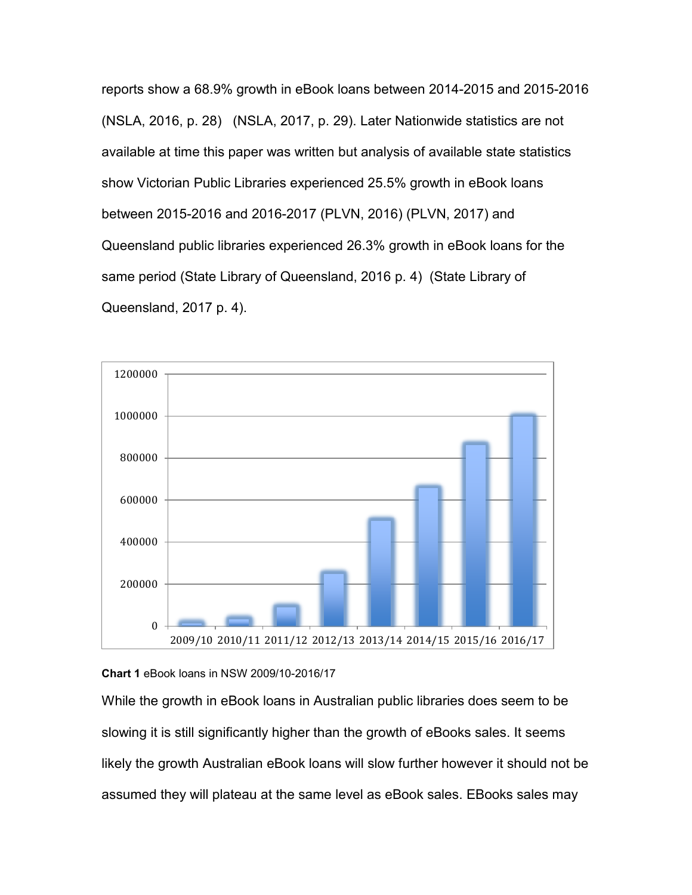reports show a 68.9% growth in eBook loans between 2014-2015 and 2015-2016 (NSLA, 2016, p. 28) (NSLA, 2017, p. 29). Later Nationwide statistics are not available at time this paper was written but analysis of available state statistics show Victorian Public Libraries experienced 25.5% growth in eBook loans between 2015-2016 and 2016-2017 (PLVN, 2016) (PLVN, 2017) and Queensland public libraries experienced 26.3% growth in eBook loans for the same period (State Library of Queensland, 2016 p. 4) (State Library of Queensland, 2017 p. 4).

**Chart 1** eBook loans in NSW 2009/10-2016/17

While the growth in eBook loans in Australian public libraries does seem to be slowing it is still significantly higher than the growth of eBooks sales. It seems likely the growth Australian eBook loans will slow further however it should not be assumed they will plateau at the same level as eBook sales. EBooks sales may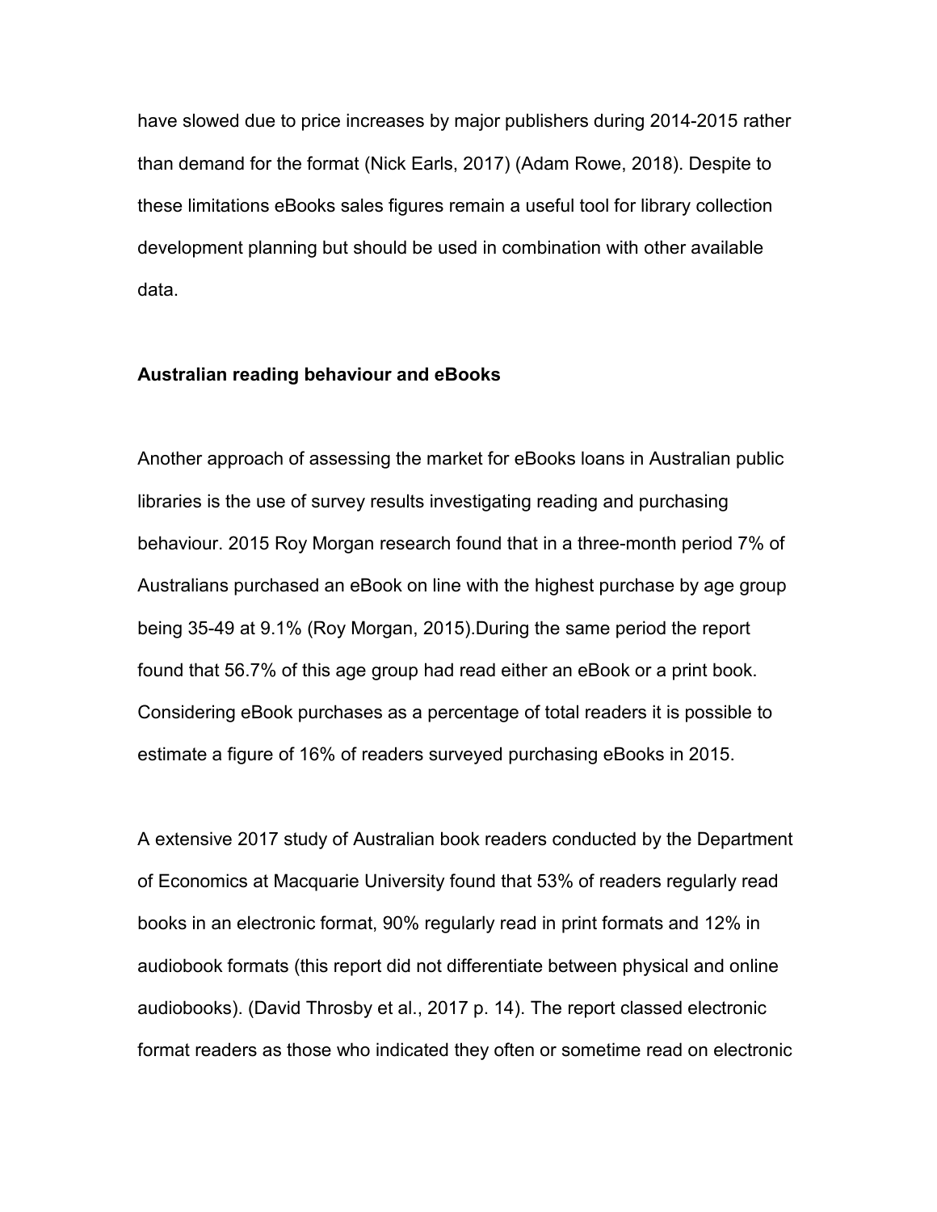have slowed due to price increases by major publishers during 2014-2015 rather than demand for the format (Nick Earls, 2017) (Adam Rowe, 2018). Despite to these limitations eBooks sales figures remain a useful tool for library collection development planning but should be used in combination with other available data.

**Australian reading behaviour and eBooks**

Another approach of assessing the market for eBooks loans in Australian public libraries is the use of survey results investigating reading and purchasing behaviour. 2015 Roy Morgan research found that in a three-month period 7% of Australians purchased an eBook on line with the highest purchase by age group being 35-49 at 9.1% (Roy Morgan, 2015).During the same period the report found that 56.7% of this age group had read either an eBook or a print book. Considering eBook purchases as a percentage of total readers it is possible to estimate a figure of 16% of readers surveyed purchasing eBooks in 2015.

A extensive 2017 study of Australian book readers conducted by the Department of Economics at Macquarie University found that 53% of readers regularly read books in an electronic format, 90% regularly read in print formats and 12% in audiobook formats (this report did not differentiate between physical and online audiobooks). (David Throsby et al., 2017 p. 14). The report classed electronic format readers as those who indicated they often or sometime read on electronic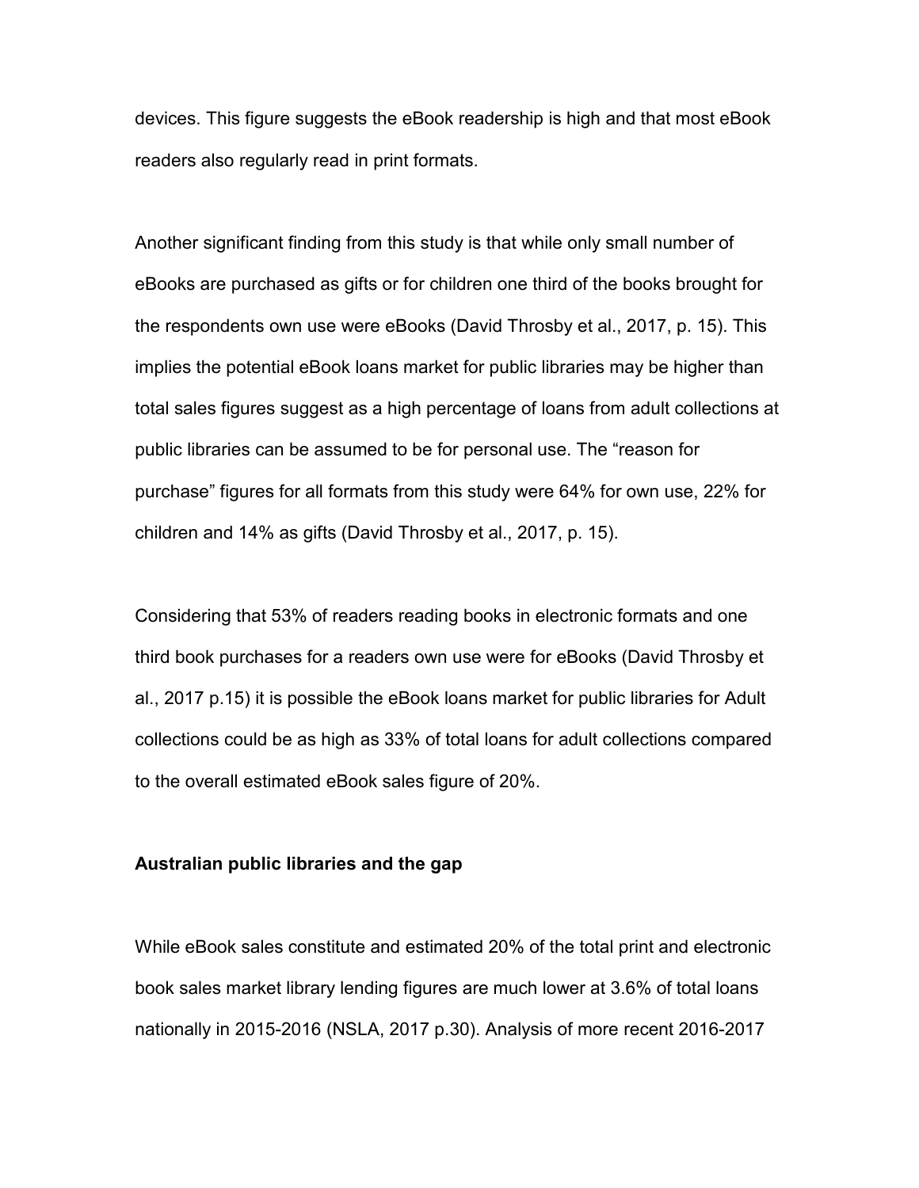devices. This figure suggests the eBook readership is high and that most eBook readers also regularly read in print formats.

Another significant finding from this study is that while only small number of eBooks are purchased as gifts or for children one third of the books brought for the respondents own use were eBooks (David Throsby et al., 2017, p. 15). This implies the potential eBook loans market for public libraries may be higher than total sales figures suggest as a high percentage of loans from adult collections at public libraries can be assumed to be for personal use. The “reason for purchase” figures for all formats from this study were 64% for own use, 22% for children and 14% as gifts (David Throsby et al., 2017, p. 15).

Considering that 53% of readers reading books in electronic formats and one third book purchases for a readers own use were for eBooks (David Throsby et al., 2017 p.15) it is possible the eBook loans market for public libraries for Adult collections could be as high as 33% of total loans for adult collections compared to the overall estimated eBook sales figure of 20%.

**Australian public libraries and the gap**

While eBook sales constitute and estimated 20% of the total print and electronic book sales market library lending figures are much lower at 3.6% of total loans nationally in 2015-2016 (NSLA, 2017 p.30). Analysis of more recent 2016-2017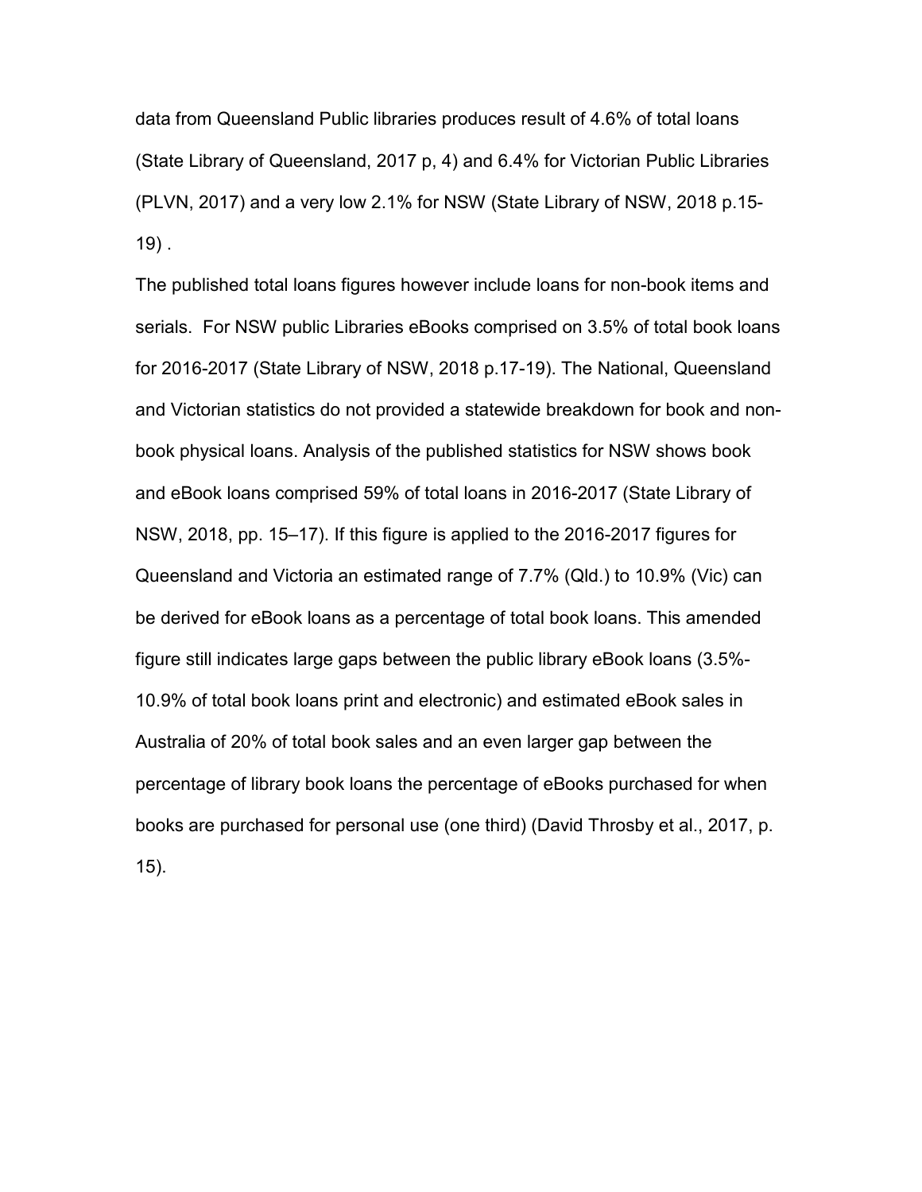data from Queensland Public libraries produces result of 4.6% of total loans (State Library of Queensland, 2017 p, 4) and 6.4% for Victorian Public Libraries (PLVN, 2017) and a very low 2.1% for NSW (State Library of NSW, 2018 p.15-19) .

The published total loans figures however include loans for non-book items and serials.  For NSW public Libraries eBooks comprised on 3.5% of total book loans for 2016-2017 (State Library of NSW, 2018 p.17-19). The National, Queensland and Victorian statistics do not provided a statewide breakdown for book and non-book physical loans. Analysis of the published statistics for NSW shows book and eBook loans comprised 59% of total loans in 2016-2017 (State Library of NSW, 2018, pp. 15–17). If this figure is applied to the 2016-2017 figures for Queensland and Victoria an estimated range of 7.7% (Qld.) to 10.9% (Vic) can be derived for eBook loans as a percentage of total book loans. This amended figure still indicates large gaps between the public library eBook loans (3.5%-10.9% of total book loans print and electronic) and estimated eBook sales in Australia of 20% of total book sales and an even larger gap between the percentage of library book loans the percentage of eBooks purchased for when books are purchased for personal use (one third) (David Throsby et al., 2017, p. 15).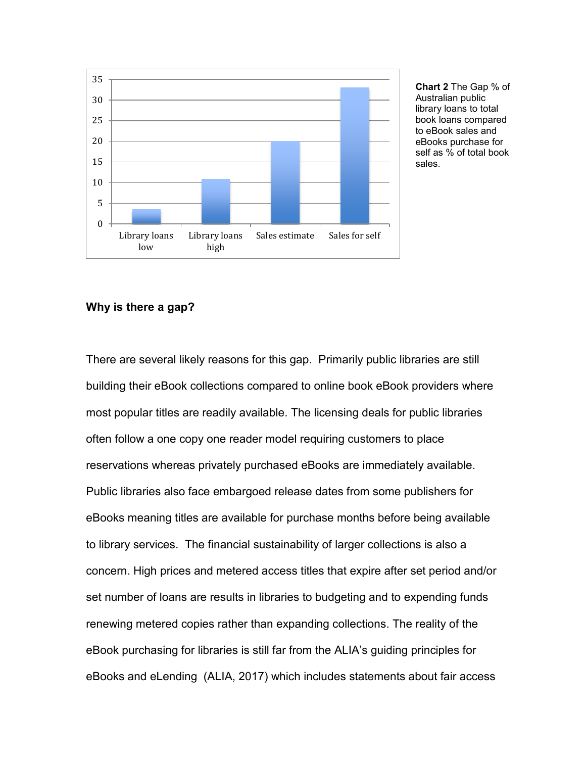**Chart 2** The Gap % of Australian public library loans to total book loans compared to eBook sales and eBooks purchase for self as % of total book sales.

### Why is there a gap?

There are several likely reasons for this gap. Primarily public libraries are still building their eBook collections compared to online book eBook providers where most popular titles are readily available. The licensing deals for public libraries often follow a one copy one reader model requiring customers to place reservations whereas privately purchased eBooks are immediately available. Public libraries also face embargoed release dates from some publishers for eBooks meaning titles are available for purchase months before being available to library services. The financial sustainability of larger collections is also a concern. High prices and metered access titles that expire after set period and/or set number of loans are results in libraries to budgeting and to expending funds renewing metered copies rather than expanding collections. The reality of the eBook purchasing for libraries is still far from the ALIA's guiding principles for eBooks and eLending (ALIA, 2017) which includes statements about fair access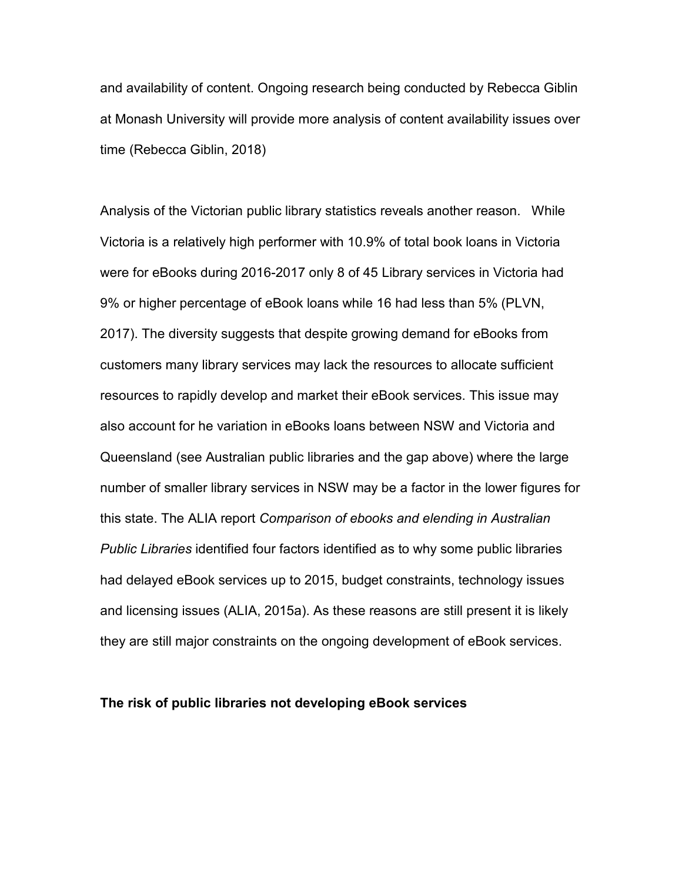and availability of content. Ongoing research being conducted by Rebecca Giblin at Monash University will provide more analysis of content availability issues over time (Rebecca Giblin, 2018)

Analysis of the Victorian public library statistics reveals another reason. While Victoria is a relatively high performer with 10.9% of total book loans in Victoria were for eBooks during 2016-2017 only 8 of 45 Library services in Victoria had 9% or higher percentage of eBook loans while 16 had less than 5% (PLVN, 2017). The diversity suggests that despite growing demand for eBooks from customers many library services may lack the resources to allocate sufficient resources to rapidly develop and market their eBook services. This issue may also account for he variation in eBooks loans between NSW and Victoria and Queensland (see Australian public libraries and the gap above) where the large number of smaller library services in NSW may be a factor in the lower figures for this state. The ALIA report *Comparison of ebooks and elending in Australian Public Libraries* identified four factors identified as to why some public libraries had delayed eBook services up to 2015, budget constraints, technology issues and licensing issues (ALIA, 2015a). As these reasons are still present it is likely they are still major constraints on the ongoing development of eBook services.

**The risk of public libraries not developing eBook services**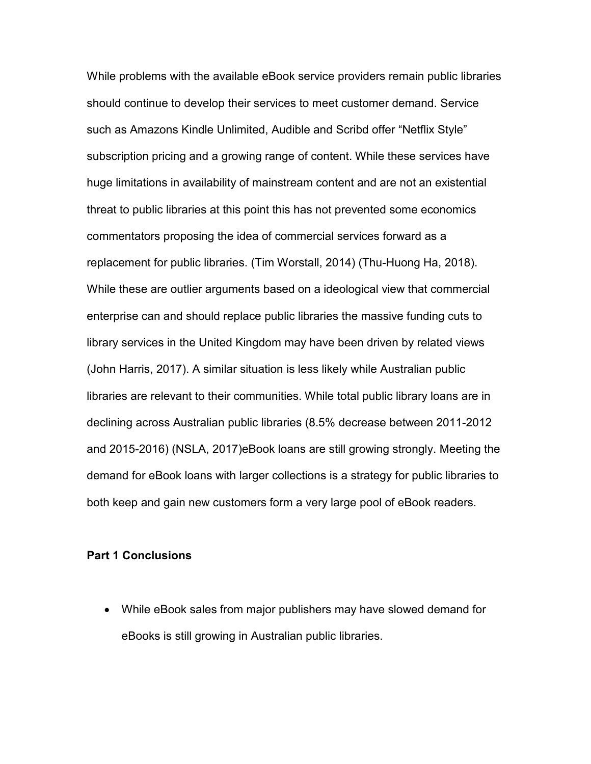While problems with the available eBook service providers remain public libraries should continue to develop their services to meet customer demand. Service such as Amazons Kindle Unlimited, Audible and Scribd offer “Netflix Style” subscription pricing and a growing range of content. While these services have huge limitations in availability of mainstream content and are not an existential threat to public libraries at this point this has not prevented some economics commentators proposing the idea of commercial services forward as a replacement for public libraries. (Tim Worstall, 2014) (Thu-Huong Ha, 2018). While these are outlier arguments based on a ideological view that commercial enterprise can and should replace public libraries the massive funding cuts to library services in the United Kingdom may have been driven by related views (John Harris, 2017). A similar situation is less likely while Australian public libraries are relevant to their communities. While total public library loans are in declining across Australian public libraries (8.5% decrease between 2011-2012 and 2015-2016) (NSLA, 2017)eBook loans are still growing strongly. Meeting the demand for eBook loans with larger collections is a strategy for public libraries to both keep and gain new customers form a very large pool of eBook readers.

**Part 1 Conclusions**

- While eBook sales from major publishers may have slowed demand for eBooks is still growing in Australian public libraries.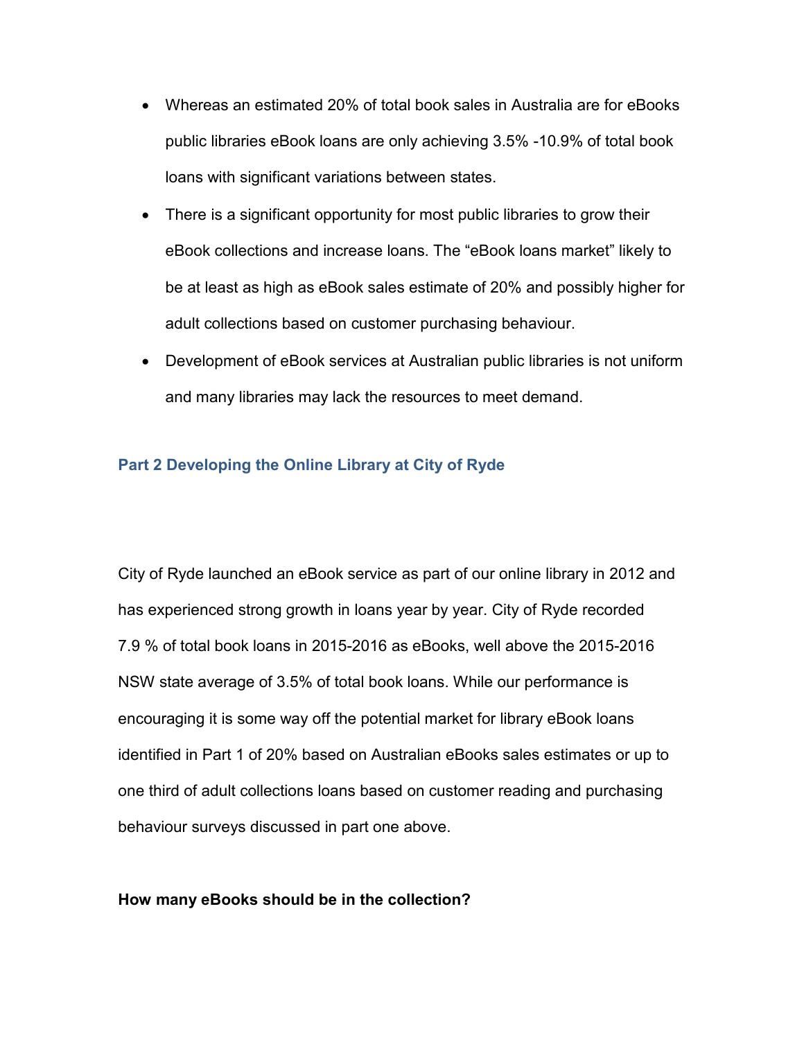- Whereas an estimated 20% of total book sales in Australia are for eBooks public libraries eBook loans are only achieving 3.5% -10.9% of total book loans with significant variations between states.
- There is a significant opportunity for most public libraries to grow their eBook collections and increase loans. The "eBook loans market" likely to be at least as high as eBook sales estimate of 20% and possibly higher for adult collections based on customer purchasing behaviour.
- Development of eBook services at Australian public libraries is not uniform and many libraries may lack the resources to meet demand.

## Part 2 Developing the Online Library at City of Ryde

City of Ryde launched an eBook service as part of our online library in 2012 and has experienced strong growth in loans year by year. City of Ryde recorded 7.9 % of total book loans in 2015-2016 as eBooks, well above the 2015-2016 NSW state average of 3.5% of total book loans. While our performance is encouraging it is some way off the potential market for library eBook loans identified in Part 1 of 20% based on Australian eBooks sales estimates or up to one third of adult collections loans based on customer reading and purchasing behaviour surveys discussed in part one above.

### How many eBooks should be in the collection?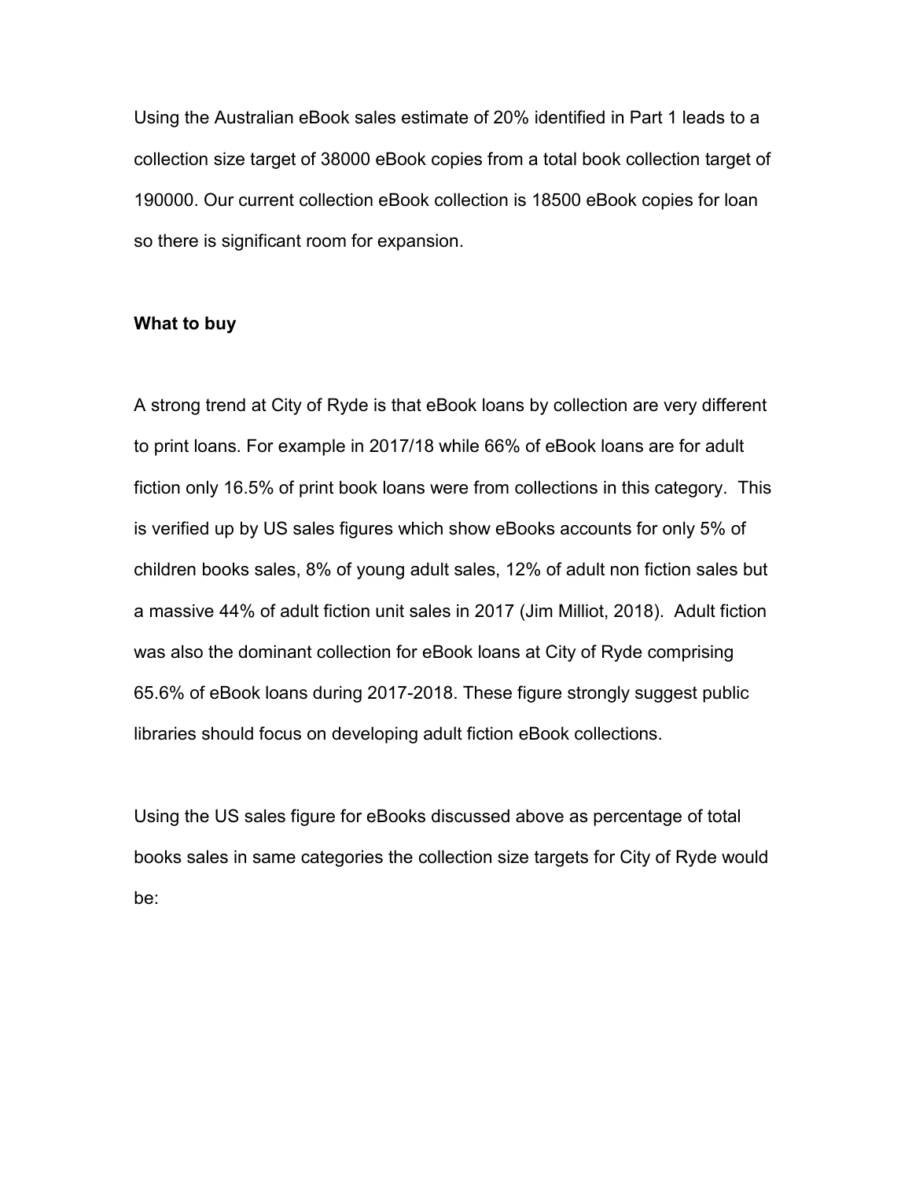Using the Australian eBook sales estimate of 20% identified in Part 1 leads to a collection size target of 38000 eBook copies from a total book collection target of 190000. Our current collection eBook collection is 18500 eBook copies for loan so there is significant room for expansion.

**What to buy**

A strong trend at City of Ryde is that eBook loans by collection are very different to print loans. For example in 2017/18 while 66% of eBook loans are for adult fiction only 16.5% of print book loans were from collections in this category. This is verified up by US sales figures which show eBooks accounts for only 5% of children books sales, 8% of young adult sales, 12% of adult non fiction sales but a massive 44% of adult fiction unit sales in 2017 (Jim Milliot, 2018). Adult fiction was also the dominant collection for eBook loans at City of Ryde comprising 65.6% of eBook loans during 2017-2018. These figure strongly suggest public libraries should focus on developing adult fiction eBook collections.

Using the US sales figure for eBooks discussed above as percentage of total books sales in same categories the collection size targets for City of Ryde would be: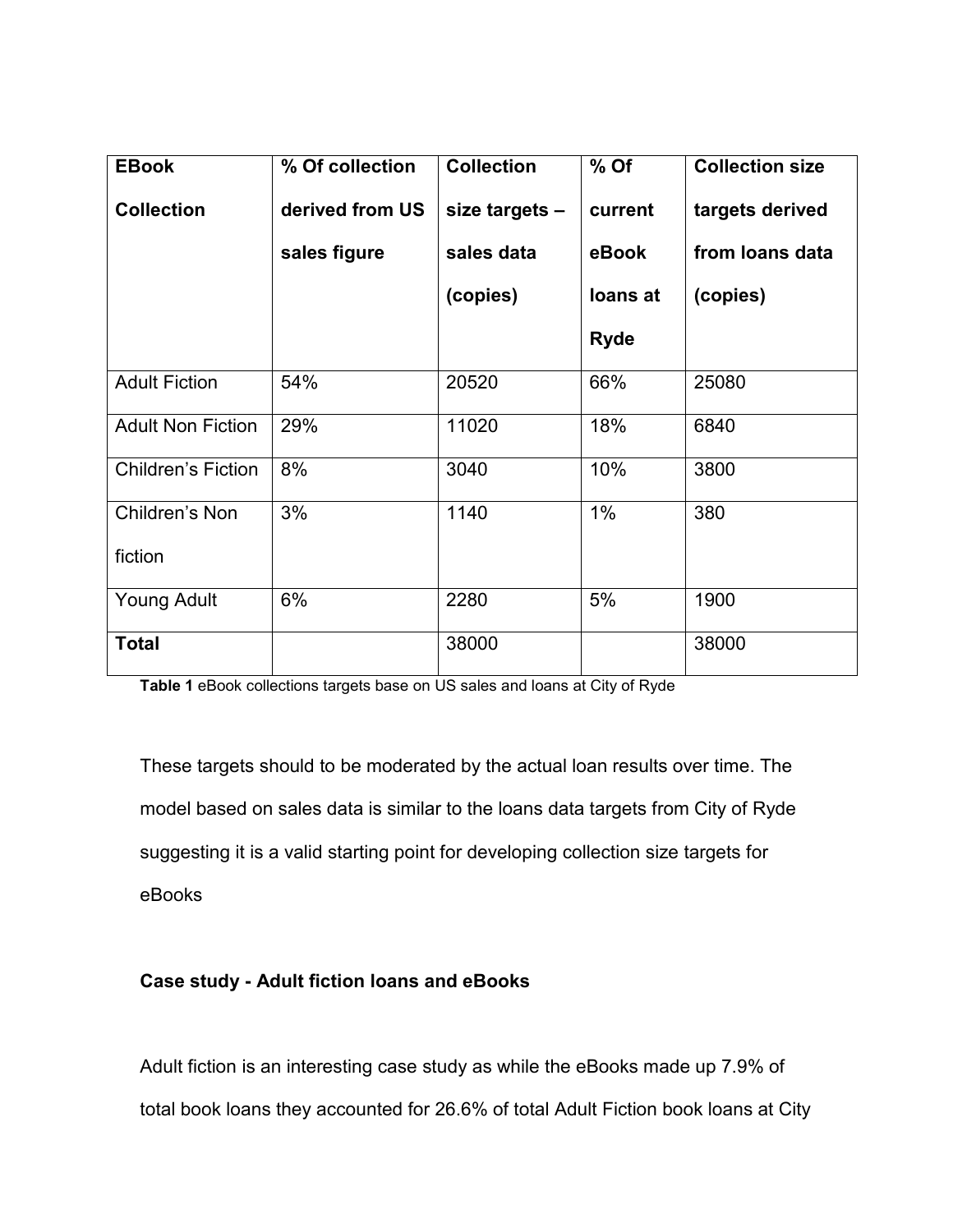| EBook Collection | % Of collection derived from US sales figure | Collection size targets – sales data (copies) | % Of current eBook loans at Ryde | Collection size targets derived from loans data (copies) |
|---|---|---|---|---|
| Adult Fiction | 54% | 20520 | 66% | 25080 |
| Adult Non Fiction | 29% | 11020 | 18% | 6840 |
| Children's Fiction | 8% | 3040 | 10% | 3800 |
| Children's Non fiction | 3% | 1140 | 1% | 380 |
| Young Adult | 6% | 2280 | 5% | 1900 |
| **Total** | | 38000 | | 38000 |

**Table 1** eBook collections targets base on US sales and loans at City of Ryde

These targets should to be moderated by the actual loan results over time. The model based on sales data is similar to the loans data targets from City of Ryde suggesting it is a valid starting point for developing collection size targets for eBooks

**Case study - Adult fiction loans and eBooks**

Adult fiction is an interesting case study as while the eBooks made up 7.9% of total book loans they accounted for 26.6% of total Adult Fiction book loans at City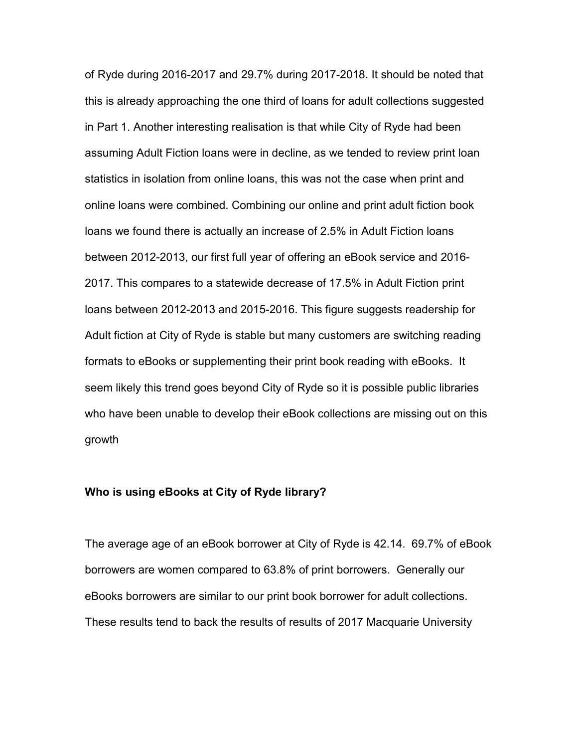of Ryde during 2016-2017 and 29.7% during 2017-2018. It should be noted that this is already approaching the one third of loans for adult collections suggested in Part 1. Another interesting realisation is that while City of Ryde had been assuming Adult Fiction loans were in decline, as we tended to review print loan statistics in isolation from online loans, this was not the case when print and online loans were combined. Combining our online and print adult fiction book loans we found there is actually an increase of 2.5% in Adult Fiction loans between 2012-2013, our first full year of offering an eBook service and 2016-2017. This compares to a statewide decrease of 17.5% in Adult Fiction print loans between 2012-2013 and 2015-2016. This figure suggests readership for Adult fiction at City of Ryde is stable but many customers are switching reading formats to eBooks or supplementing their print book reading with eBooks. It seem likely this trend goes beyond City of Ryde so it is possible public libraries who have been unable to develop their eBook collections are missing out on this growth

**Who is using eBooks at City of Ryde library?**

The average age of an eBook borrower at City of Ryde is 42.14. 69.7% of eBook borrowers are women compared to 63.8% of print borrowers. Generally our eBooks borrowers are similar to our print book borrower for adult collections. These results tend to back the results of results of 2017 Macquarie University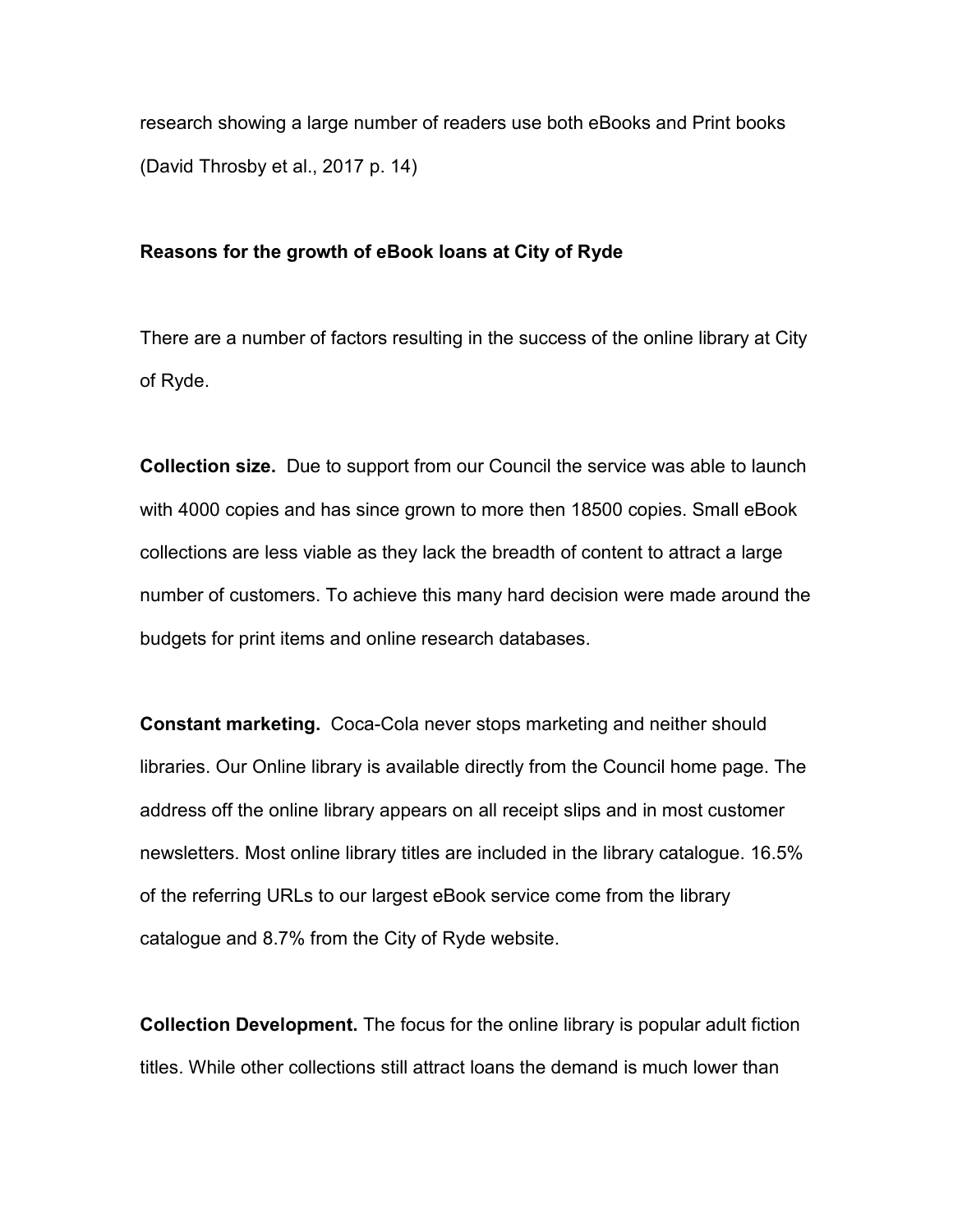research showing a large number of readers use both eBooks and Print books (David Throsby et al., 2017 p. 14)

**Reasons for the growth of eBook loans at City of Ryde**

There are a number of factors resulting in the success of the online library at City of Ryde.

**Collection size.** Due to support from our Council the service was able to launch with 4000 copies and has since grown to more then 18500 copies. Small eBook collections are less viable as they lack the breadth of content to attract a large number of customers. To achieve this many hard decision were made around the budgets for print items and online research databases.

**Constant marketing.** Coca-Cola never stops marketing and neither should libraries. Our Online library is available directly from the Council home page. The address off the online library appears on all receipt slips and in most customer newsletters. Most online library titles are included in the library catalogue. 16.5% of the referring URLs to our largest eBook service come from the library catalogue and 8.7% from the City of Ryde website.

**Collection Development.** The focus for the online library is popular adult fiction titles. While other collections still attract loans the demand is much lower than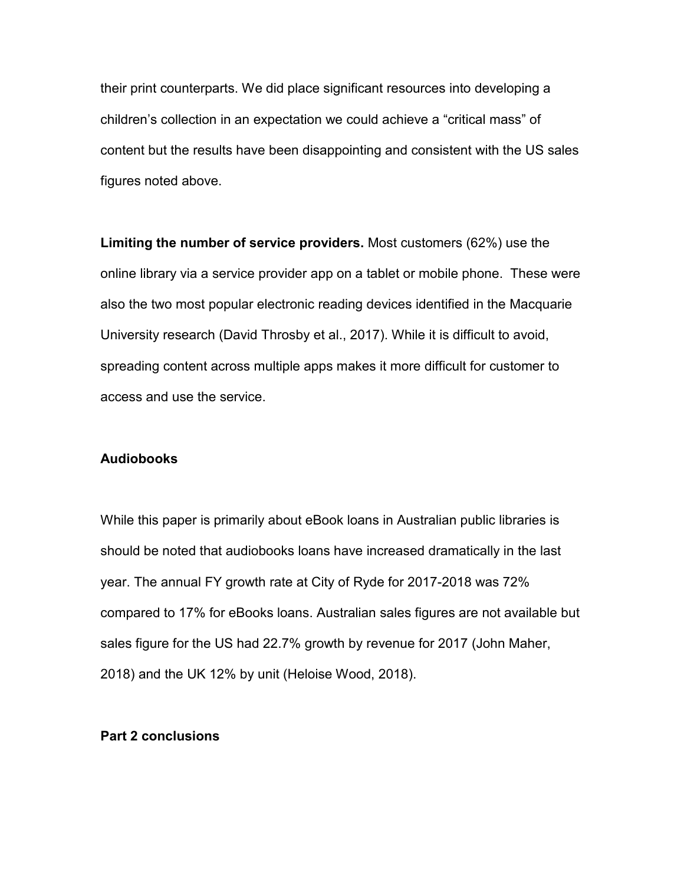their print counterparts. We did place significant resources into developing a children's collection in an expectation we could achieve a "critical mass" of content but the results have been disappointing and consistent with the US sales figures noted above.

**Limiting the number of service providers.** Most customers (62%) use the online library via a service provider app on a tablet or mobile phone. These were also the two most popular electronic reading devices identified in the Macquarie University research (David Throsby et al., 2017). While it is difficult to avoid, spreading content across multiple apps makes it more difficult for customer to access and use the service.

### Audiobooks

While this paper is primarily about eBook loans in Australian public libraries is should be noted that audiobooks loans have increased dramatically in the last year. The annual FY growth rate at City of Ryde for 2017-2018 was 72% compared to 17% for eBooks loans. Australian sales figures are not available but sales figure for the US had 22.7% growth by revenue for 2017 (John Maher, 2018) and the UK 12% by unit (Heloise Wood, 2018).

### Part 2 conclusions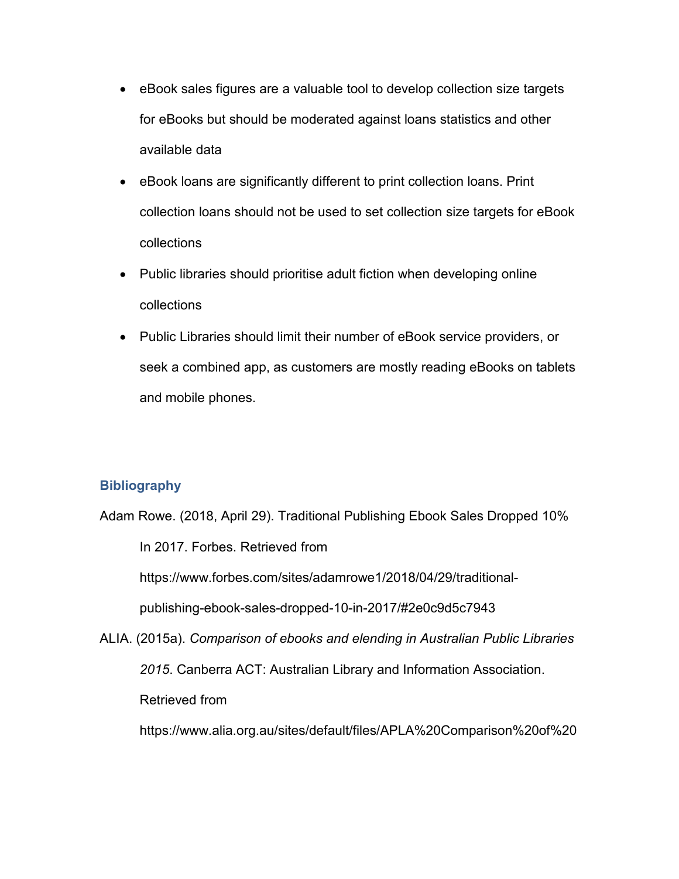- eBook sales figures are a valuable tool to develop collection size targets for eBooks but should be moderated against loans statistics and other available data
- eBook loans are significantly different to print collection loans. Print collection loans should not be used to set collection size targets for eBook collections
- Public libraries should prioritise adult fiction when developing online collections
- Public Libraries should limit their number of eBook service providers, or seek a combined app, as customers are mostly reading eBooks on tablets and mobile phones.

## Bibliography

Adam Rowe. (2018, April 29). Traditional Publishing Ebook Sales Dropped 10% In 2017. Forbes. Retrieved from https://www.forbes.com/sites/adamrowe1/2018/04/29/traditional-publishing-ebook-sales-dropped-10-in-2017/#2e0c9d5c7943

ALIA. (2015a). *Comparison of ebooks and elending in Australian Public Libraries 2015*. Canberra ACT: Australian Library and Information Association. Retrieved from https://www.alia.org.au/sites/default/files/APLA%20Comparison%20of%20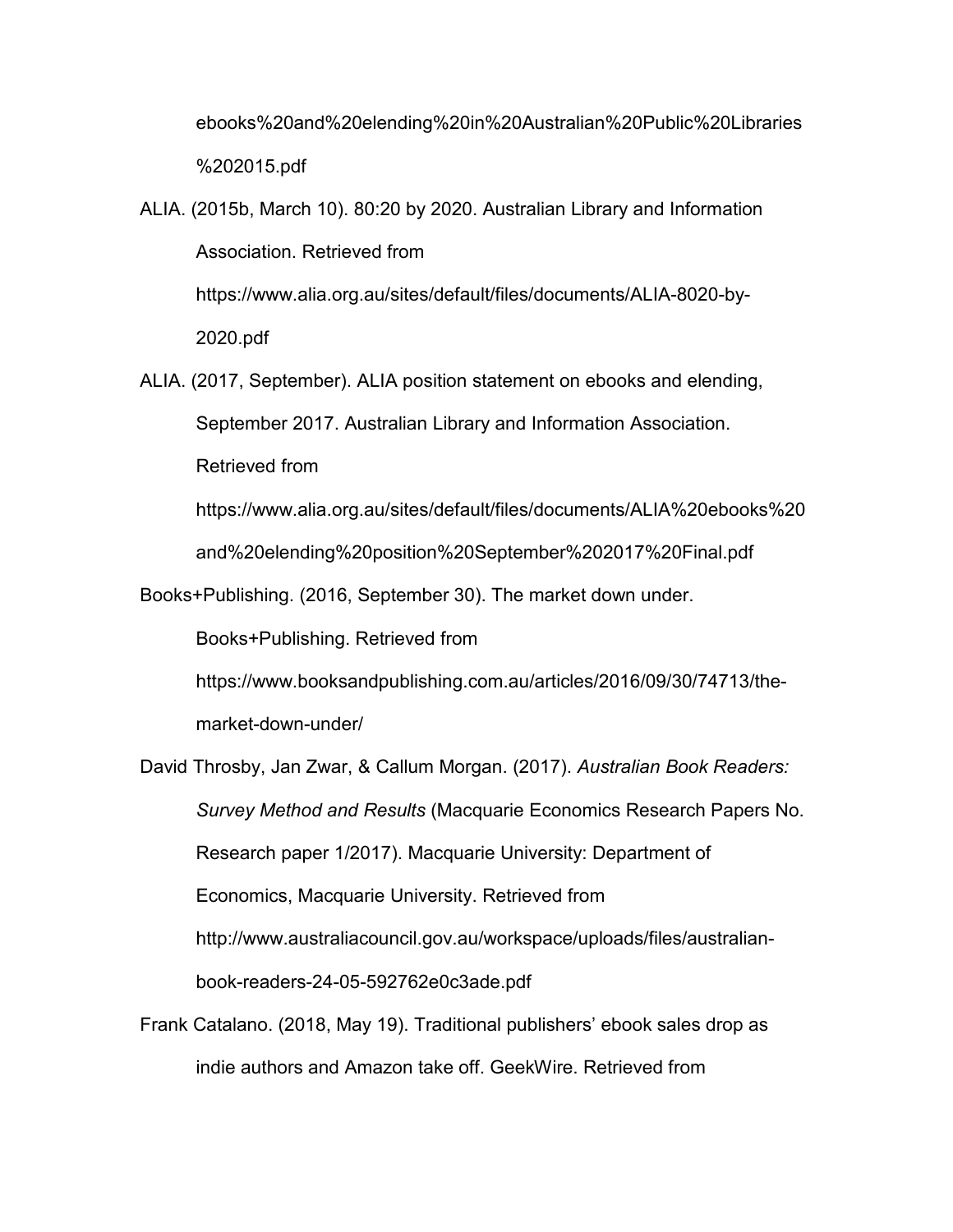ebooks%20and%20elending%20in%20Australian%20Public%20Libraries%202015.pdf

ALIA. (2015b, March 10). 80:20 by 2020. Australian Library and Information Association. Retrieved from https://www.alia.org.au/sites/default/files/documents/ALIA-8020-by-2020.pdf

ALIA. (2017, September). ALIA position statement on ebooks and elending, September 2017. Australian Library and Information Association. Retrieved from https://www.alia.org.au/sites/default/files/documents/ALIA%20ebooks%20and%20elending%20position%20September%202017%20Final.pdf

Books+Publishing. (2016, September 30). The market down under. Books+Publishing. Retrieved from https://www.booksandpublishing.com.au/articles/2016/09/30/74713/the-market-down-under/

David Throsby, Jan Zwar, & Callum Morgan. (2017). *Australian Book Readers: Survey Method and Results* (Macquarie Economics Research Papers No. Research paper 1/2017). Macquarie University: Department of Economics, Macquarie University. Retrieved from http://www.australiacouncil.gov.au/workspace/uploads/files/australian-book-readers-24-05-592762e0c3ade.pdf

Frank Catalano. (2018, May 19). Traditional publishers' ebook sales drop as indie authors and Amazon take off. GeekWire. Retrieved from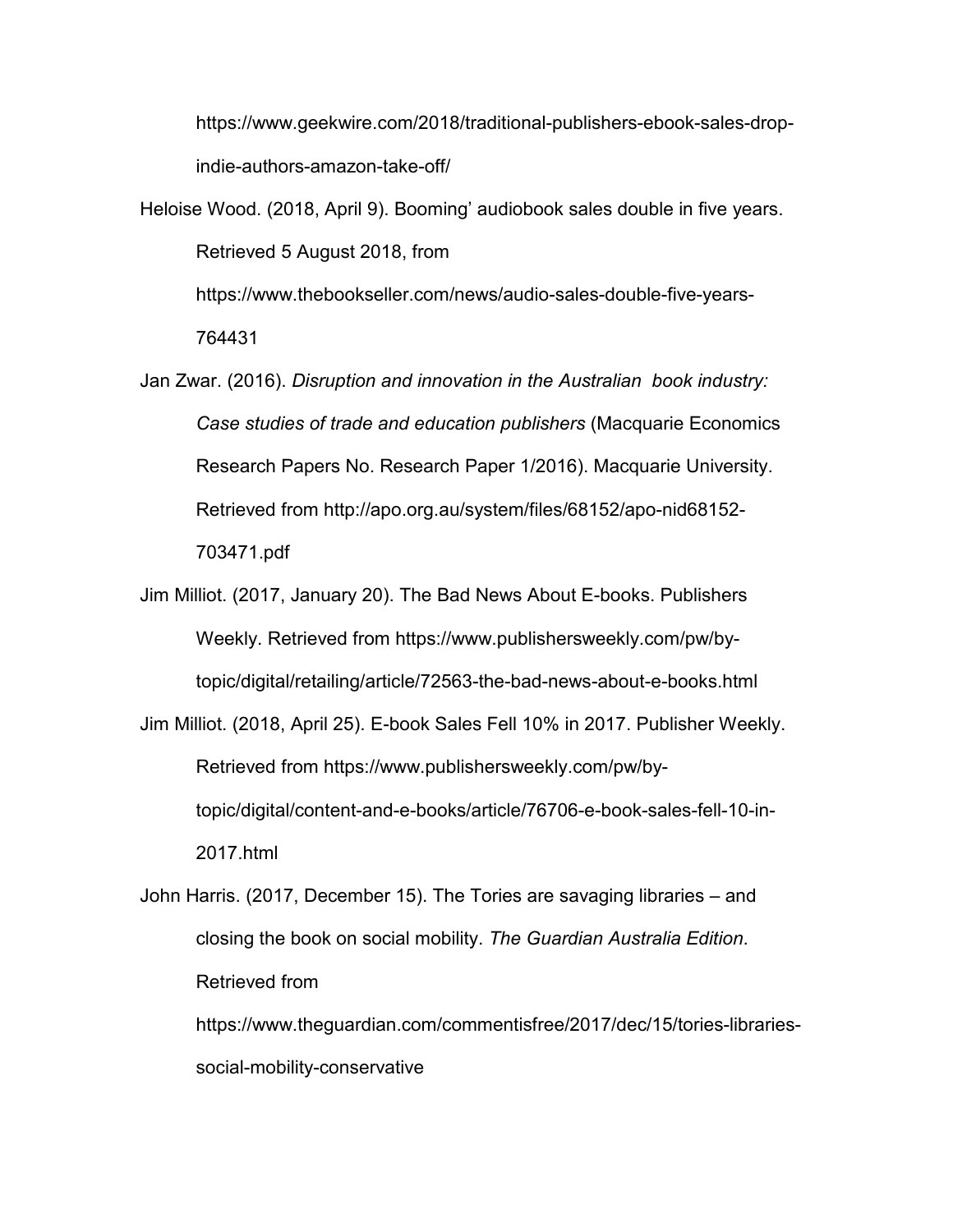https://www.geekwire.com/2018/traditional-publishers-ebook-sales-drop-indie-authors-amazon-take-off/

Heloise Wood. (2018, April 9). Booming' audiobook sales double in five years. Retrieved 5 August 2018, from https://www.thebookseller.com/news/audio-sales-double-five-years-764431

Jan Zwar. (2016). *Disruption and innovation in the Australian  book industry: Case studies of trade and education publishers* (Macquarie Economics Research Papers No. Research Paper 1/2016). Macquarie University. Retrieved from http://apo.org.au/system/files/68152/apo-nid68152-703471.pdf

Jim Milliot. (2017, January 20). The Bad News About E-books. Publishers Weekly. Retrieved from https://www.publishersweekly.com/pw/by-topic/digital/retailing/article/72563-the-bad-news-about-e-books.html

Jim Milliot. (2018, April 25). E-book Sales Fell 10% in 2017. Publisher Weekly. Retrieved from https://www.publishersweekly.com/pw/by-topic/digital/content-and-e-books/article/76706-e-book-sales-fell-10-in-2017.html

John Harris. (2017, December 15). The Tories are savaging libraries – and closing the book on social mobility. *The Guardian Australia Edition*. Retrieved from https://www.theguardian.com/commentisfree/2017/dec/15/tories-libraries-social-mobility-conservative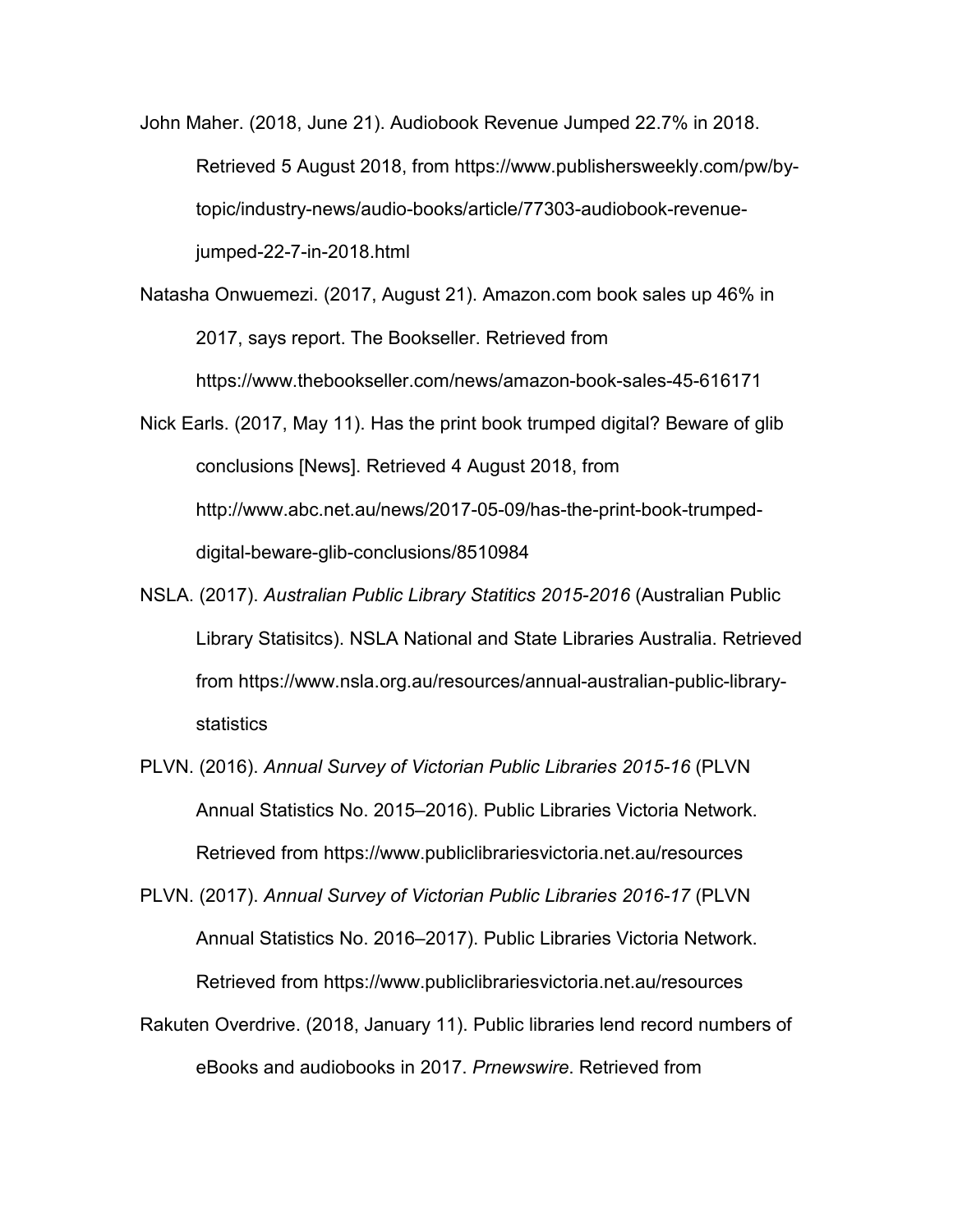John Maher. (2018, June 21). Audiobook Revenue Jumped 22.7% in 2018. Retrieved 5 August 2018, from https://www.publishersweekly.com/pw/by-topic/industry-news/audio-books/article/77303-audiobook-revenue-jumped-22-7-in-2018.html

Natasha Onwuemezi. (2017, August 21). Amazon.com book sales up 46% in 2017, says report. The Bookseller. Retrieved from https://www.thebookseller.com/news/amazon-book-sales-45-616171

Nick Earls. (2017, May 11). Has the print book trumped digital? Beware of glib conclusions [News]. Retrieved 4 August 2018, from http://www.abc.net.au/news/2017-05-09/has-the-print-book-trumped-digital-beware-glib-conclusions/8510984

NSLA. (2017). *Australian Public Library Statitics 2015-2016* (Australian Public Library Statisitcs). NSLA National and State Libraries Australia. Retrieved from https://www.nsla.org.au/resources/annual-australian-public-library-statistics

PLVN. (2016). *Annual Survey of Victorian Public Libraries 2015-16* (PLVN Annual Statistics No. 2015–2016). Public Libraries Victoria Network. Retrieved from https://www.publiclibrariesvictoria.net.au/resources

PLVN. (2017). *Annual Survey of Victorian Public Libraries 2016-17* (PLVN Annual Statistics No. 2016–2017). Public Libraries Victoria Network. Retrieved from https://www.publiclibrariesvictoria.net.au/resources

Rakuten Overdrive. (2018, January 11). Public libraries lend record numbers of eBooks and audiobooks in 2017. *Prnewswire*. Retrieved from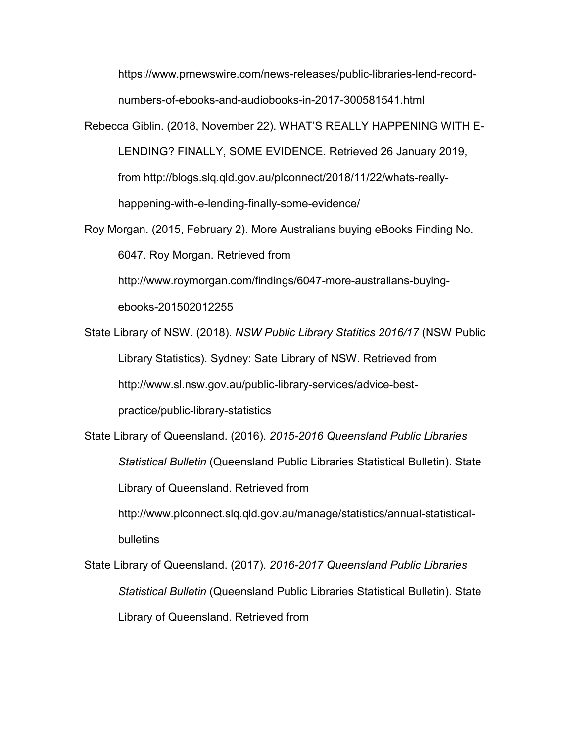https://www.prnewswire.com/news-releases/public-libraries-lend-record-numbers-of-ebooks-and-audiobooks-in-2017-300581541.html

Rebecca Giblin. (2018, November 22). WHAT'S REALLY HAPPENING WITH E-LENDING? FINALLY, SOME EVIDENCE. Retrieved 26 January 2019, from http://blogs.slq.qld.gov.au/plconnect/2018/11/22/whats-really-happening-with-e-lending-finally-some-evidence/

Roy Morgan. (2015, February 2). More Australians buying eBooks Finding No. 6047. Roy Morgan. Retrieved from http://www.roymorgan.com/findings/6047-more-australians-buying-ebooks-201502012255

State Library of NSW. (2018). *NSW Public Library Statitics 2016/17* (NSW Public Library Statistics). Sydney: Sate Library of NSW. Retrieved from http://www.sl.nsw.gov.au/public-library-services/advice-best-practice/public-library-statistics

State Library of Queensland. (2016). *2015-2016 Queensland Public Libraries Statistical Bulletin* (Queensland Public Libraries Statistical Bulletin). State Library of Queensland. Retrieved from http://www.plconnect.slq.qld.gov.au/manage/statistics/annual-statistical-bulletins

State Library of Queensland. (2017). *2016-2017 Queensland Public Libraries Statistical Bulletin* (Queensland Public Libraries Statistical Bulletin). State Library of Queensland. Retrieved from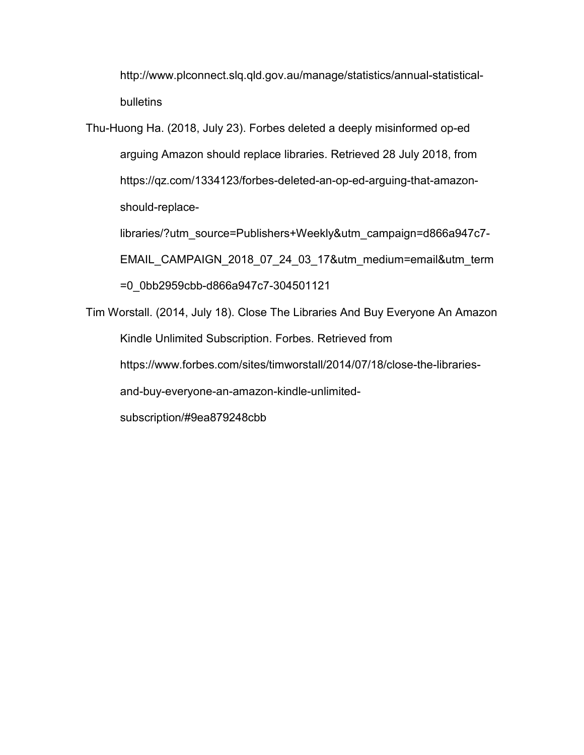http://www.plconnect.slq.qld.gov.au/manage/statistics/annual-statistical-bulletins

Thu-Huong Ha. (2018, July 23). Forbes deleted a deeply misinformed op-ed arguing Amazon should replace libraries. Retrieved 28 July 2018, from https://qz.com/1334123/forbes-deleted-an-op-ed-arguing-that-amazon-should-replace-libraries/?utm_source=Publishers+Weekly&utm_campaign=d866a947c7-EMAIL_CAMPAIGN_2018_07_24_03_17&utm_medium=email&utm_term=0_0bb2959cbb-d866a947c7-304501121

Tim Worstall. (2014, July 18). Close The Libraries And Buy Everyone An Amazon Kindle Unlimited Subscription. Forbes. Retrieved from https://www.forbes.com/sites/timworstall/2014/07/18/close-the-libraries-and-buy-everyone-an-amazon-kindle-unlimited-subscription/#9ea879248cbb